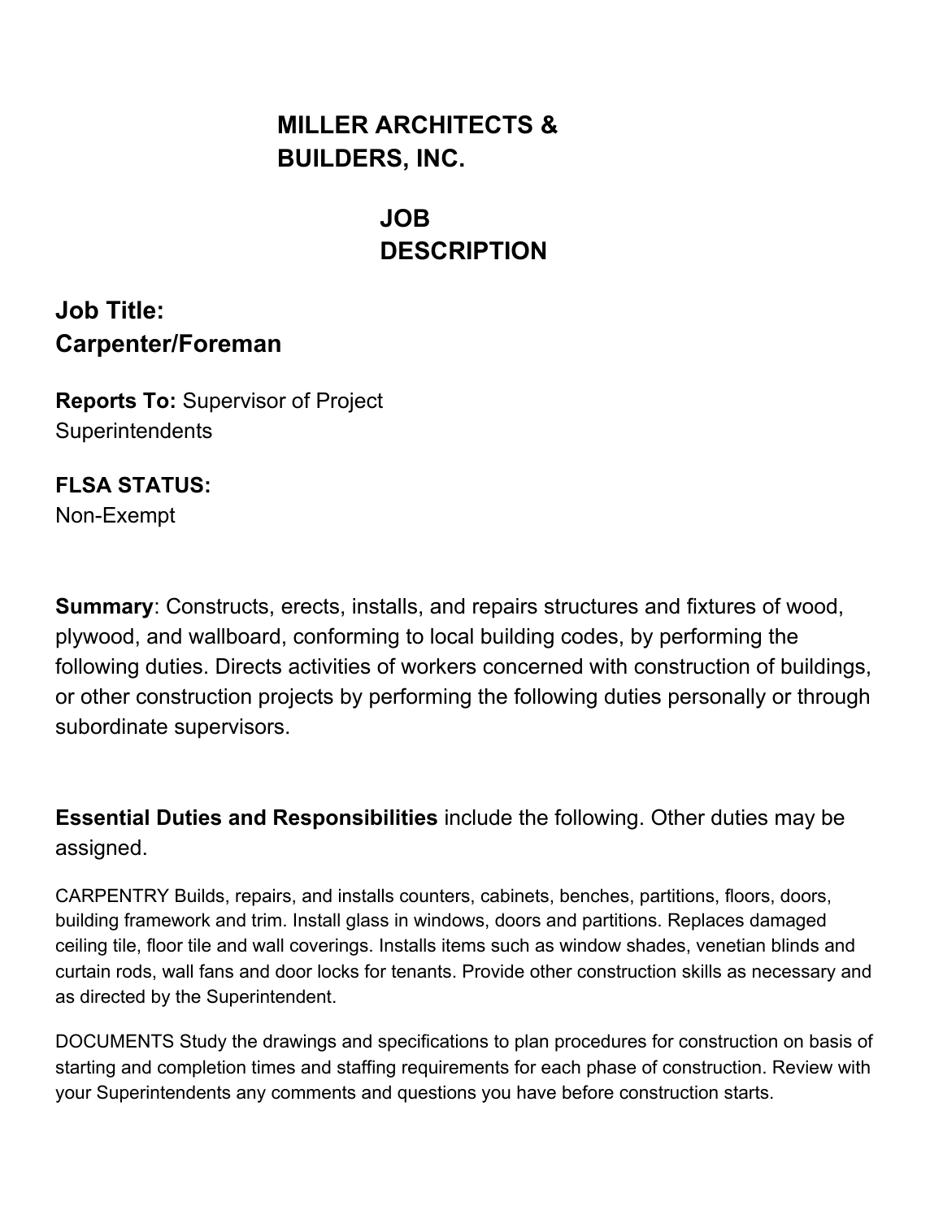# MILLER ARCHITECTS & BUILDERS, INC.

## JOB DESCRIPTION

### Job Title: Carpenter/Foreman

**Reports To:** Supervisor of Project Superintendents

**FLSA STATUS:**
Non-Exempt

**Summary**: Constructs, erects, installs, and repairs structures and fixtures of wood, plywood, and wallboard, conforming to local building codes, by performing the following duties. Directs activities of workers concerned with construction of buildings, or other construction projects by performing the following duties personally or through subordinate supervisors.

**Essential Duties and Responsibilities** include the following. Other duties may be assigned.

CARPENTRY Builds, repairs, and installs counters, cabinets, benches, partitions, floors, doors, building framework and trim. Install glass in windows, doors and partitions. Replaces damaged ceiling tile, floor tile and wall coverings. Installs items such as window shades, venetian blinds and curtain rods, wall fans and door locks for tenants. Provide other construction skills as necessary and as directed by the Superintendent.

DOCUMENTS Study the drawings and specifications to plan procedures for construction on basis of starting and completion times and staffing requirements for each phase of construction. Review with your Superintendents any comments and questions you have before construction starts.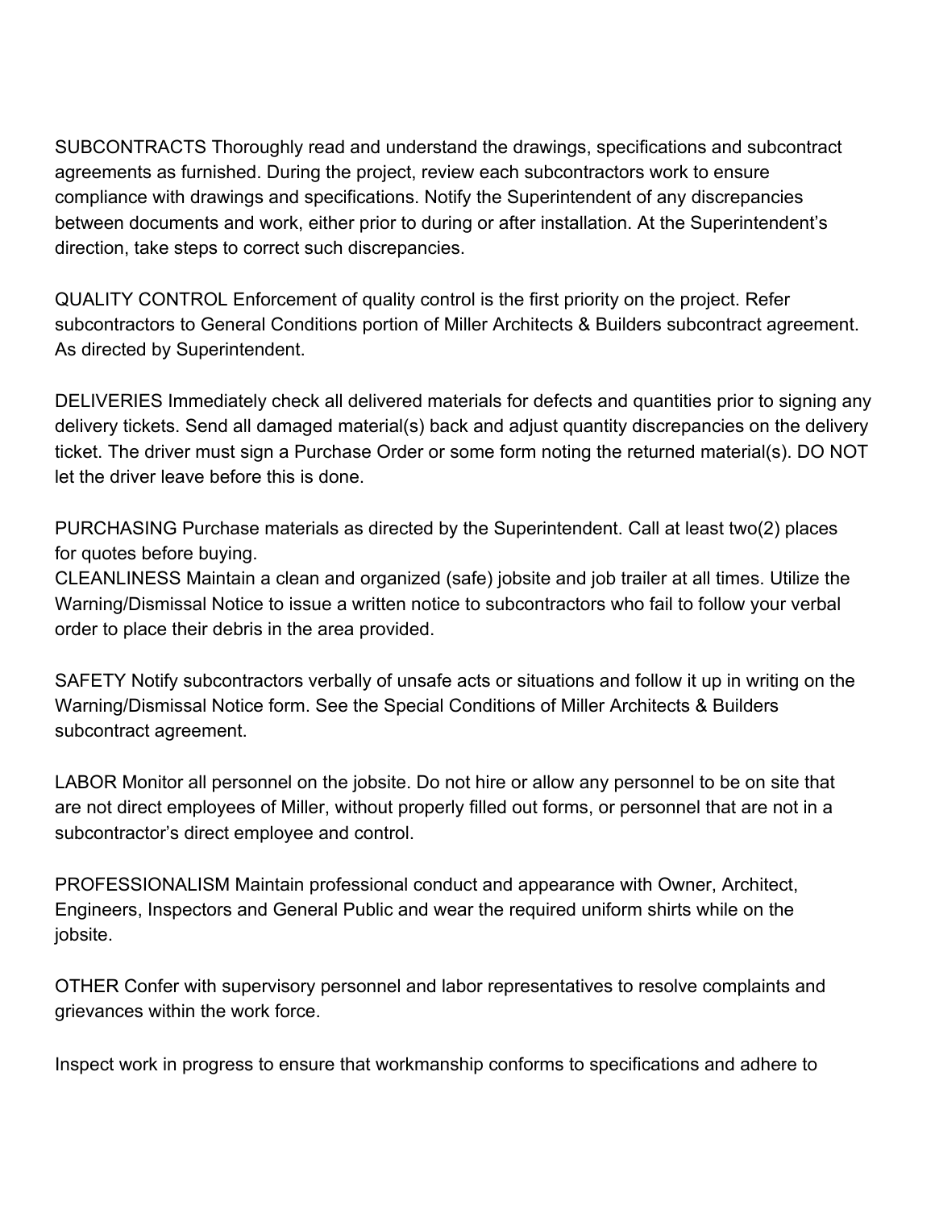SUBCONTRACTS Thoroughly read and understand the drawings, specifications and subcontract agreements as furnished. During the project, review each subcontractors work to ensure compliance with drawings and specifications. Notify the Superintendent of any discrepancies between documents and work, either prior to during or after installation. At the Superintendent's direction, take steps to correct such discrepancies.

QUALITY CONTROL Enforcement of quality control is the first priority on the project. Refer subcontractors to General Conditions portion of Miller Architects & Builders subcontract agreement. As directed by Superintendent.

DELIVERIES Immediately check all delivered materials for defects and quantities prior to signing any delivery tickets. Send all damaged material(s) back and adjust quantity discrepancies on the delivery ticket. The driver must sign a Purchase Order or some form noting the returned material(s). DO NOT let the driver leave before this is done.

PURCHASING Purchase materials as directed by the Superintendent. Call at least two(2) places for quotes before buying.
CLEANLINESS Maintain a clean and organized (safe) jobsite and job trailer at all times. Utilize the Warning/Dismissal Notice to issue a written notice to subcontractors who fail to follow your verbal order to place their debris in the area provided.

SAFETY Notify subcontractors verbally of unsafe acts or situations and follow it up in writing on the Warning/Dismissal Notice form. See the Special Conditions of Miller Architects & Builders subcontract agreement.

LABOR Monitor all personnel on the jobsite. Do not hire or allow any personnel to be on site that are not direct employees of Miller, without properly filled out forms, or personnel that are not in a subcontractor's direct employee and control.

PROFESSIONALISM Maintain professional conduct and appearance with Owner, Architect, Engineers, Inspectors and General Public and wear the required uniform shirts while on the jobsite.

OTHER Confer with supervisory personnel and labor representatives to resolve complaints and grievances within the work force.

Inspect work in progress to ensure that workmanship conforms to specifications and adhere to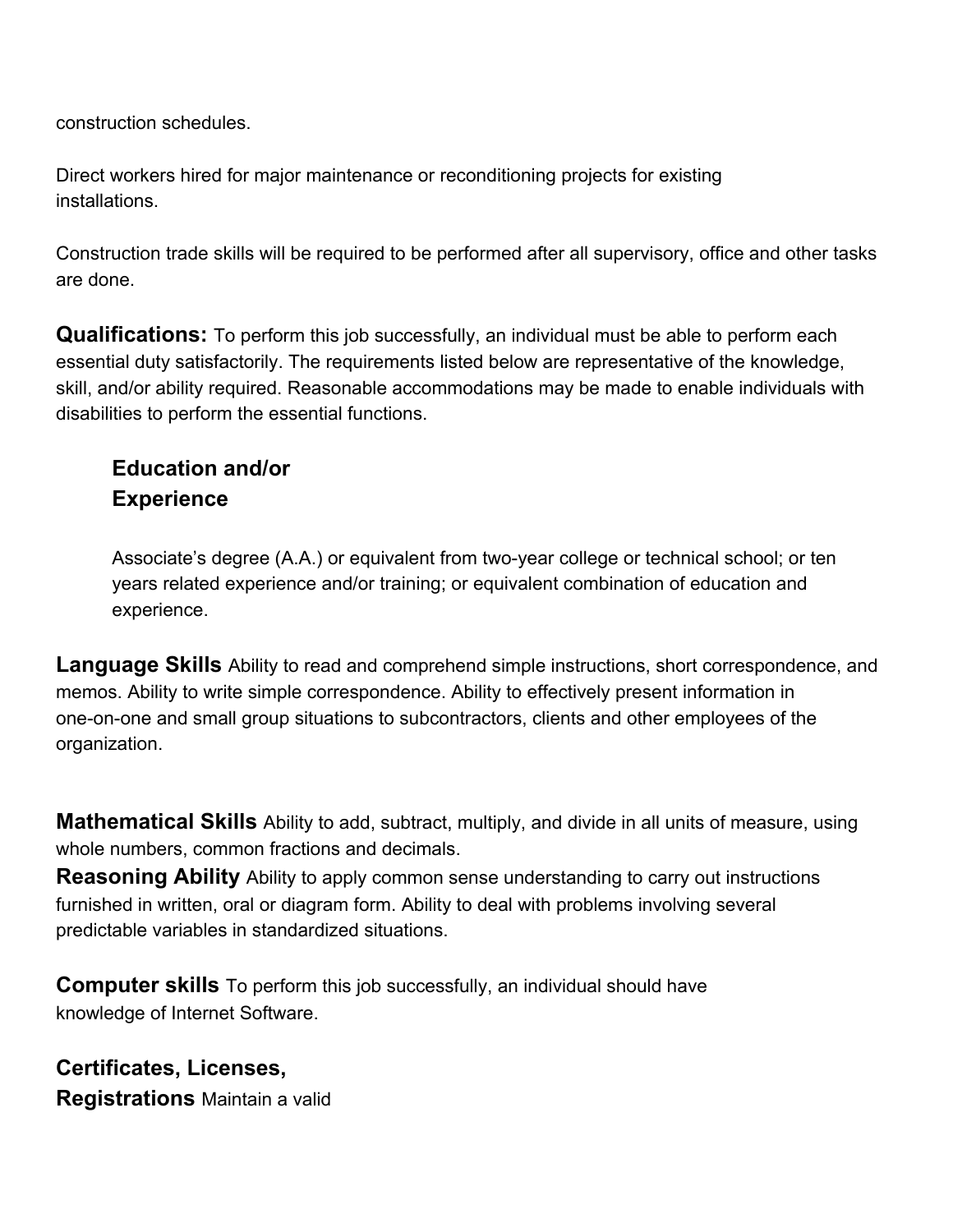construction schedules.

Direct workers hired for major maintenance or reconditioning projects for existing installations.

Construction trade skills will be required to be performed after all supervisory, office and other tasks are done.

**Qualifications:** To perform this job successfully, an individual must be able to perform each essential duty satisfactorily. The requirements listed below are representative of the knowledge, skill, and/or ability required. Reasonable accommodations may be made to enable individuals with disabilities to perform the essential functions.

### Education and/or Experience

Associate's degree (A.A.) or equivalent from two-year college or technical school; or ten years related experience and/or training; or equivalent combination of education and experience.

**Language Skills** Ability to read and comprehend simple instructions, short correspondence, and memos. Ability to write simple correspondence. Ability to effectively present information in one-on-one and small group situations to subcontractors, clients and other employees of the organization.

**Mathematical Skills** Ability to add, subtract, multiply, and divide in all units of measure, using whole numbers, common fractions and decimals.

**Reasoning Ability** Ability to apply common sense understanding to carry out instructions furnished in written, oral or diagram form. Ability to deal with problems involving several predictable variables in standardized situations.

**Computer skills** To perform this job successfully, an individual should have knowledge of Internet Software.

**Certificates, Licenses, Registrations** Maintain a valid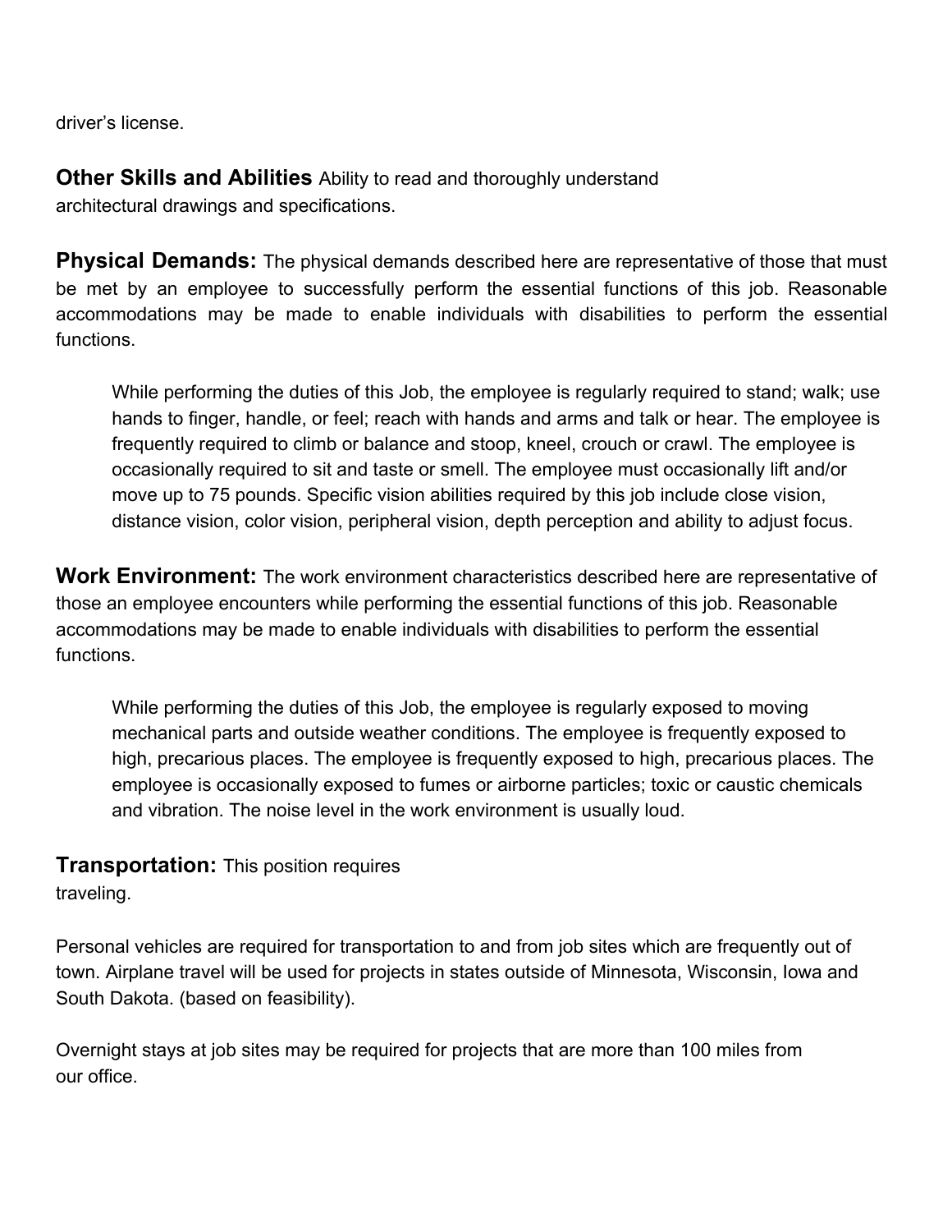driver's license.

**Other Skills and Abilities** Ability to read and thoroughly understand architectural drawings and specifications.

**Physical Demands:** The physical demands described here are representative of those that must be met by an employee to successfully perform the essential functions of this job. Reasonable accommodations may be made to enable individuals with disabilities to perform the essential functions.

> While performing the duties of this Job, the employee is regularly required to stand; walk; use hands to finger, handle, or feel; reach with hands and arms and talk or hear. The employee is frequently required to climb or balance and stoop, kneel, crouch or crawl. The employee is occasionally required to sit and taste or smell. The employee must occasionally lift and/or move up to 75 pounds. Specific vision abilities required by this job include close vision, distance vision, color vision, peripheral vision, depth perception and ability to adjust focus.

**Work Environment:** The work environment characteristics described here are representative of those an employee encounters while performing the essential functions of this job. Reasonable accommodations may be made to enable individuals with disabilities to perform the essential functions.

> While performing the duties of this Job, the employee is regularly exposed to moving mechanical parts and outside weather conditions. The employee is frequently exposed to high, precarious places. The employee is frequently exposed to high, precarious places. The employee is occasionally exposed to fumes or airborne particles; toxic or caustic chemicals and vibration. The noise level in the work environment is usually loud.

**Transportation:** This position requires traveling.

Personal vehicles are required for transportation to and from job sites which are frequently out of town. Airplane travel will be used for projects in states outside of Minnesota, Wisconsin, Iowa and South Dakota. (based on feasibility).

Overnight stays at job sites may be required for projects that are more than 100 miles from our office.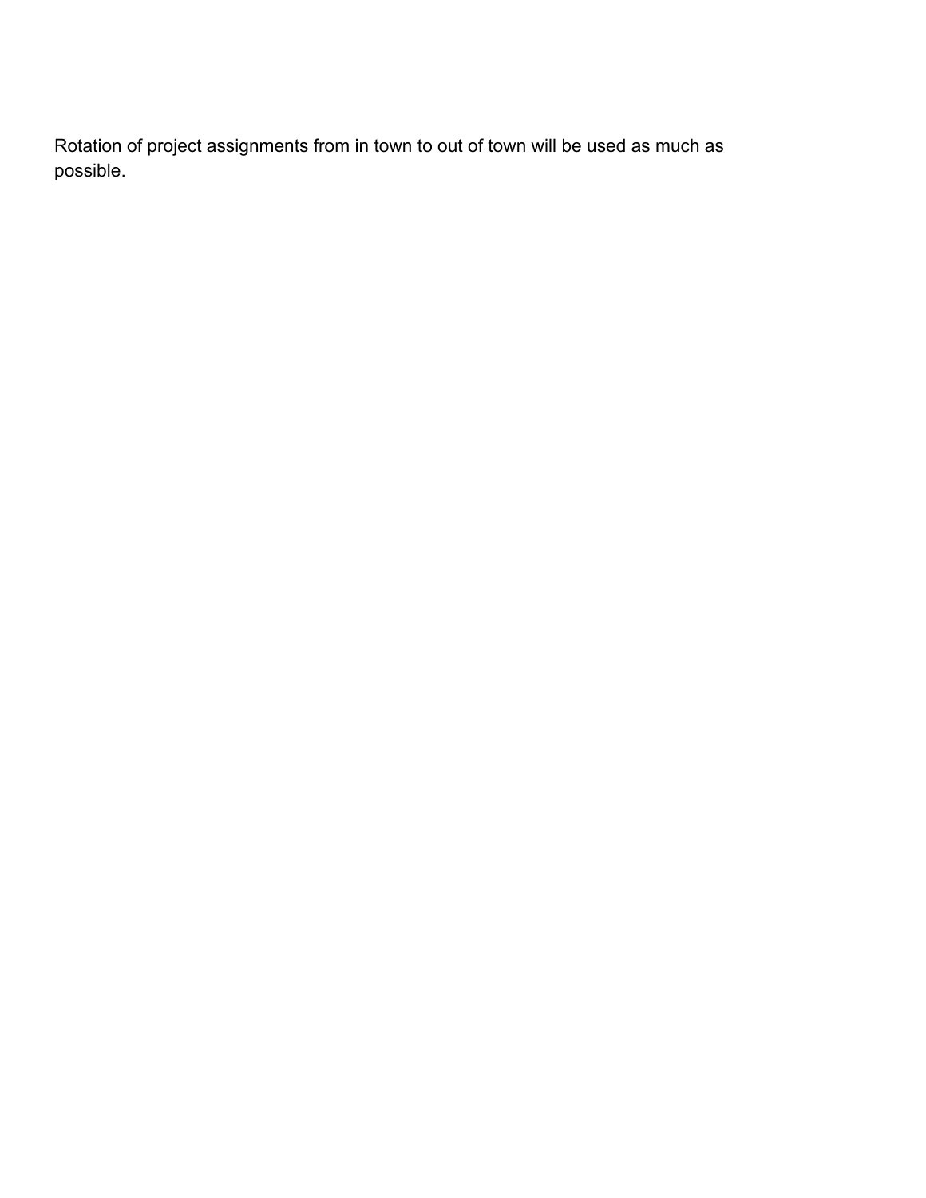Rotation of project assignments from in town to out of town will be used as much as possible.